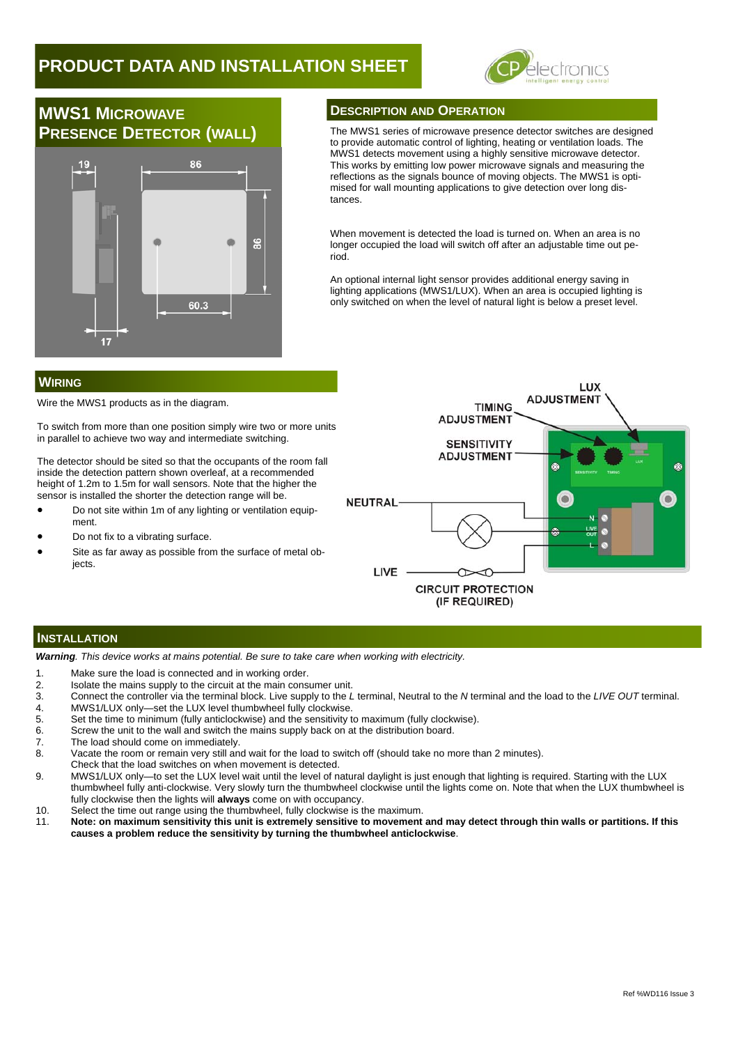# PRODUCT DATA AND INSTALLATION SHEET

## MWS1 MICROWAVE PRESENCE DETECTOR (WALL)

## DESCRIPTION AND OPERATION

The MWS1 series of microwave presence detector switches are designed to provide automatic control of lighting, heating or ventilation loads. The MWS1 detects movement using a highly sensitive microwave detector. This works by emitting low power microwave signals and measuring the reflections as the signals bounce of moving objects. The MWS1 is optimised for wall mounting applications to give detection over long distances.

When movement is detected the load is turned on. When an area is no longer occupied the load will switch off after an adjustable time out period.

An optional internal light sensor provides additional energy saving in lighting applications (MWS1/LUX). When an area is occupied lighting is only switched on when the level of natural light is below a preset level.

## WIRING

Wire the MWS1 products as in the diagram.

To switch from more than one position simply wire two or more units in parallel to achieve two way and intermediate switching.

The detector should be sited so that the occupants of the room fall inside the detection pattern shown overleaf, at a recommended height of 1.2m to 1.5m for wall sensors. Note that the higher the sensor is installed the shorter the detection range will be.

- Do not site within 1m of any lighting or ventilation equipment.
- Do not fix to a vibrating surface.
- Site as far away as possible from the surface of metal objects.

## INSTALLATION

***Warning**. This device works at mains potential. Be sure to take care when working with electricity.*

1. Make sure the load is connected and in working order.
2. Isolate the mains supply to the circuit at the main consumer unit.
3. Connect the controller via the terminal block. Live supply to the *L* terminal, Neutral to the *N* terminal and the load to the *LIVE OUT* terminal.
4. MWS1/LUX only—set the LUX level thumbwheel fully clockwise.
5. Set the time to minimum (fully anticlockwise) and the sensitivity to maximum (fully clockwise).
6. Screw the unit to the wall and switch the mains supply back on at the distribution board.
7. The load should come on immediately.
8. Vacate the room or remain very still and wait for the load to switch off (should take no more than 2 minutes). Check that the load switches on when movement is detected.
9. MWS1/LUX only—to set the LUX level wait until the level of natural daylight is just enough that lighting is required. Starting with the LUX thumbwheel fully anti-clockwise. Very slowly turn the thumbwheel clockwise until the lights come on. Note that when the LUX thumbwheel is fully clockwise then the lights will **always** come on with occupancy.
10. Select the time out range using the thumbwheel, fully clockwise is the maximum.
11. **Note: on maximum sensitivity this unit is extremely sensitive to movement and may detect through thin walls or partitions. If this causes a problem reduce the sensitivity by turning the thumbwheel anticlockwise**.

Ref %WD116 Issue 3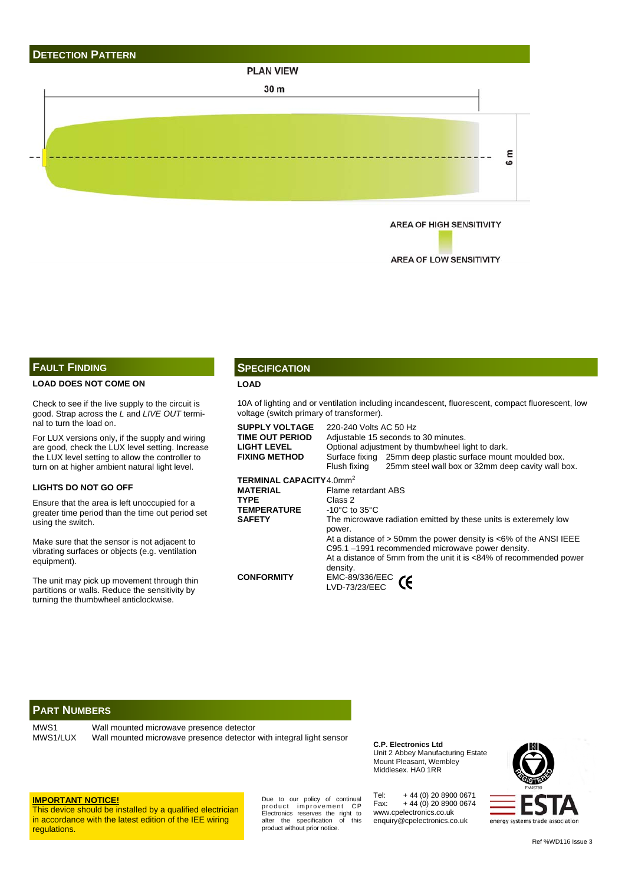## Detection Pattern

PLAN VIEW

30 m

6 m

AREA OF HIGH SENSITIVITY

AREA OF LOW SENSITIVITY

## Fault Finding

**LOAD DOES NOT COME ON**

Check to see if the live supply to the circuit is good. Strap across the *L* and *LIVE OUT* terminal to turn the load on.

For LUX versions only, if the supply and wiring are good, check the LUX level setting. Increase the LUX level setting to allow the controller to turn on at higher ambient natural light level.

**LIGHTS DO NOT GO OFF**

Ensure that the area is left unoccupied for a greater time period than the time out period set using the switch.

Make sure that the sensor is not adjacent to vibrating surfaces or objects (e.g. ventilation equipment).

The unit may pick up movement through thin partitions or walls. Reduce the sensitivity by turning the thumbwheel anticlockwise.

## Specification

**LOAD**

10A of lighting and or ventilation including incandescent, fluorescent, compact fluorescent, low voltage (switch primary of transformer).

| | |
|---|---|
| **SUPPLY VOLTAGE** | 220-240 Volts AC 50 Hz |
| **TIME OUT PERIOD** | Adjustable 15 seconds to 30 minutes. |
| **LIGHT LEVEL** | Optional adjustment by thumbwheel light to dark. |
| **FIXING METHOD** | Surface fixing 25mm deep plastic surface mount moulded box.<br>Flush fixing 25mm steel wall box or 32mm deep cavity wall box. |
| **TERMINAL CAPACITY** | 4.0mm$^2$ |
| **MATERIAL** | Flame retardant ABS |
| **TYPE** | Class 2 |
| **TEMPERATURE** | -10°C to 35°C |
| **SAFETY** | The microwave radiation emitted by these units is exteremely low power.<br>At a distance of > 50mm the power density is <6% of the ANSI IEEE C95.1 –1991 recommended microwave power density.<br>At a distance of 5mm from the unit it is <84% of recommended power density. |
| **CONFORMITY** | EMC-89/336/EEC<br>LVD-73/23/EEC CE |

## Part Numbers

| | |
|---|---|
| MWS1 | Wall mounted microwave presence detector |
| MWS1/LUX | Wall mounted microwave presence detector with integral light sensor |

**IMPORTANT NOTICE!**
This device should be installed by a qualified electrician in accordance with the latest edition of the IEE wiring regulations.

Due to our policy of continual product improvement CP Electronics reserves the right to alter the specification of this product without prior notice.

**C.P. Electronics Ltd**
Unit 2 Abbey Manufacturing Estate
Mount Pleasant, Wembley
Middlesex. HA0 1RR

Tel: + 44 (0) 20 8900 0671
Fax: + 44 (0) 20 8900 0674
www.cpelectronics.co.uk
enquiry@cpelectronics.co.uk

ESTA energy systems trade association

Ref %WD116 Issue 3